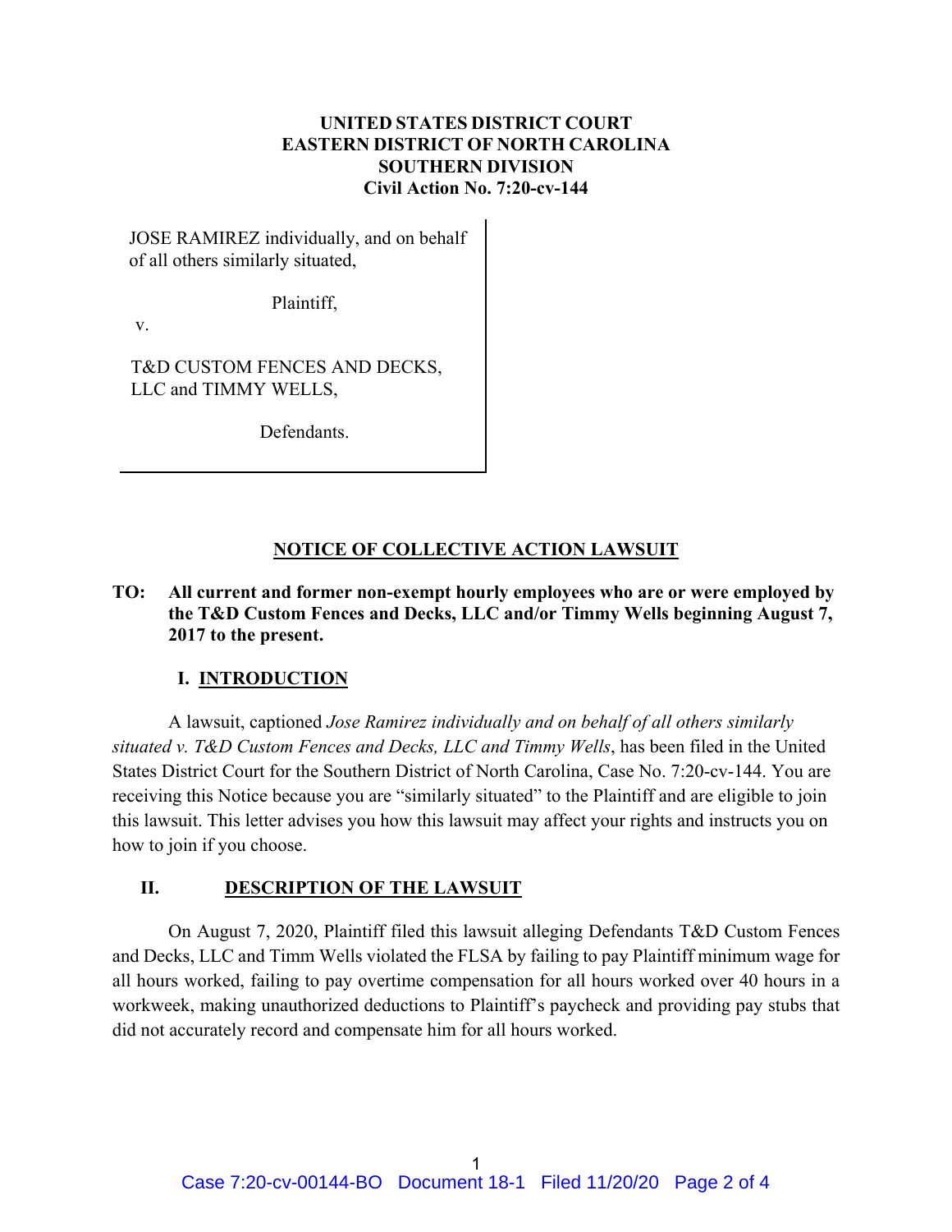**UNITED STATES DISTRICT COURT**
**EASTERN DISTRICT OF NORTH CAROLINA**
**SOUTHERN DIVISION**
**Civil Action No. 7:20-cv-144**

JOSE RAMIREZ individually, and on behalf of all others similarly situated,

Plaintiff,

v.

T&D CUSTOM FENCES AND DECKS, LLC and TIMMY WELLS,

Defendants.

## NOTICE OF COLLECTIVE ACTION LAWSUIT

**TO: All current and former non-exempt hourly employees who are or were employed by the T&D Custom Fences and Decks, LLC and/or Timmy Wells beginning August 7, 2017 to the present.**

### I. INTRODUCTION

A lawsuit, captioned *Jose Ramirez individually and on behalf of all others similarly situated v. T&D Custom Fences and Decks, LLC and Timmy Wells*, has been filed in the United States District Court for the Southern District of North Carolina, Case No. 7:20-cv-144. You are receiving this Notice because you are "similarly situated" to the Plaintiff and are eligible to join this lawsuit. This letter advises you how this lawsuit may affect your rights and instructs you on how to join if you choose.

### II. DESCRIPTION OF THE LAWSUIT

On August 7, 2020, Plaintiff filed this lawsuit alleging Defendants T&D Custom Fences and Decks, LLC and Timm Wells violated the FLSA by failing to pay Plaintiff minimum wage for all hours worked, failing to pay overtime compensation for all hours worked over 40 hours in a workweek, making unauthorized deductions to Plaintiff's paycheck and providing pay stubs that did not accurately record and compensate him for all hours worked.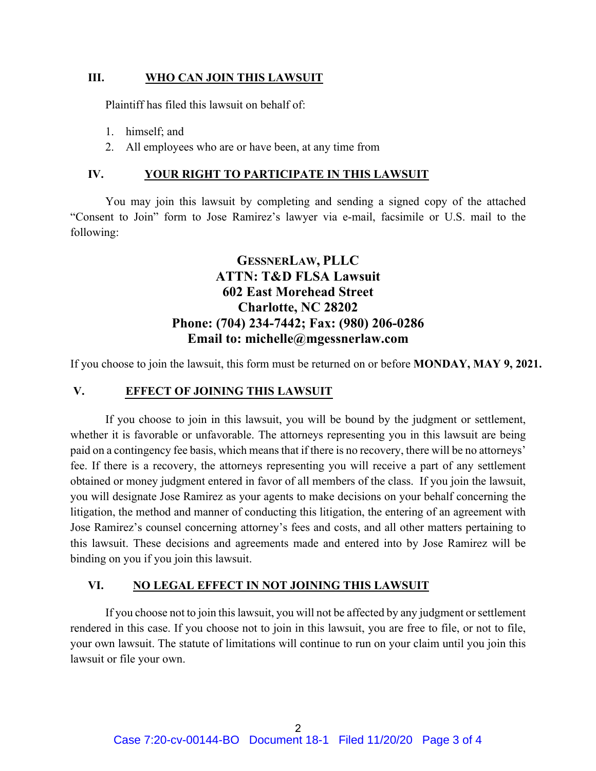## III. WHO CAN JOIN THIS LAWSUIT

Plaintiff has filed this lawsuit on behalf of:

1. himself; and
2. All employees who are or have been, at any time from

## IV. YOUR RIGHT TO PARTICIPATE IN THIS LAWSUIT

You may join this lawsuit by completing and sending a signed copy of the attached "Consent to Join" form to Jose Ramirez's lawyer via e-mail, facsimile or U.S. mail to the following:

**GESSNERLAW, PLLC**
**ATTN: T&D FLSA Lawsuit**
**602 East Morehead Street**
**Charlotte, NC 28202**
**Phone: (704) 234-7442; Fax: (980) 206-0286**
**Email to: michelle@mgessnerlaw.com**

If you choose to join the lawsuit, this form must be returned on or before **MONDAY, MAY 9, 2021.**

## V. EFFECT OF JOINING THIS LAWSUIT

If you choose to join in this lawsuit, you will be bound by the judgment or settlement, whether it is favorable or unfavorable. The attorneys representing you in this lawsuit are being paid on a contingency fee basis, which means that if there is no recovery, there will be no attorneys' fee. If there is a recovery, the attorneys representing you will receive a part of any settlement obtained or money judgment entered in favor of all members of the class. If you join the lawsuit, you will designate Jose Ramirez as your agents to make decisions on your behalf concerning the litigation, the method and manner of conducting this litigation, the entering of an agreement with Jose Ramirez's counsel concerning attorney's fees and costs, and all other matters pertaining to this lawsuit. These decisions and agreements made and entered into by Jose Ramirez will be binding on you if you join this lawsuit.

## VI. NO LEGAL EFFECT IN NOT JOINING THIS LAWSUIT

If you choose not to join this lawsuit, you will not be affected by any judgment or settlement rendered in this case. If you choose not to join in this lawsuit, you are free to file, or not to file, your own lawsuit. The statute of limitations will continue to run on your claim until you join this lawsuit or file your own.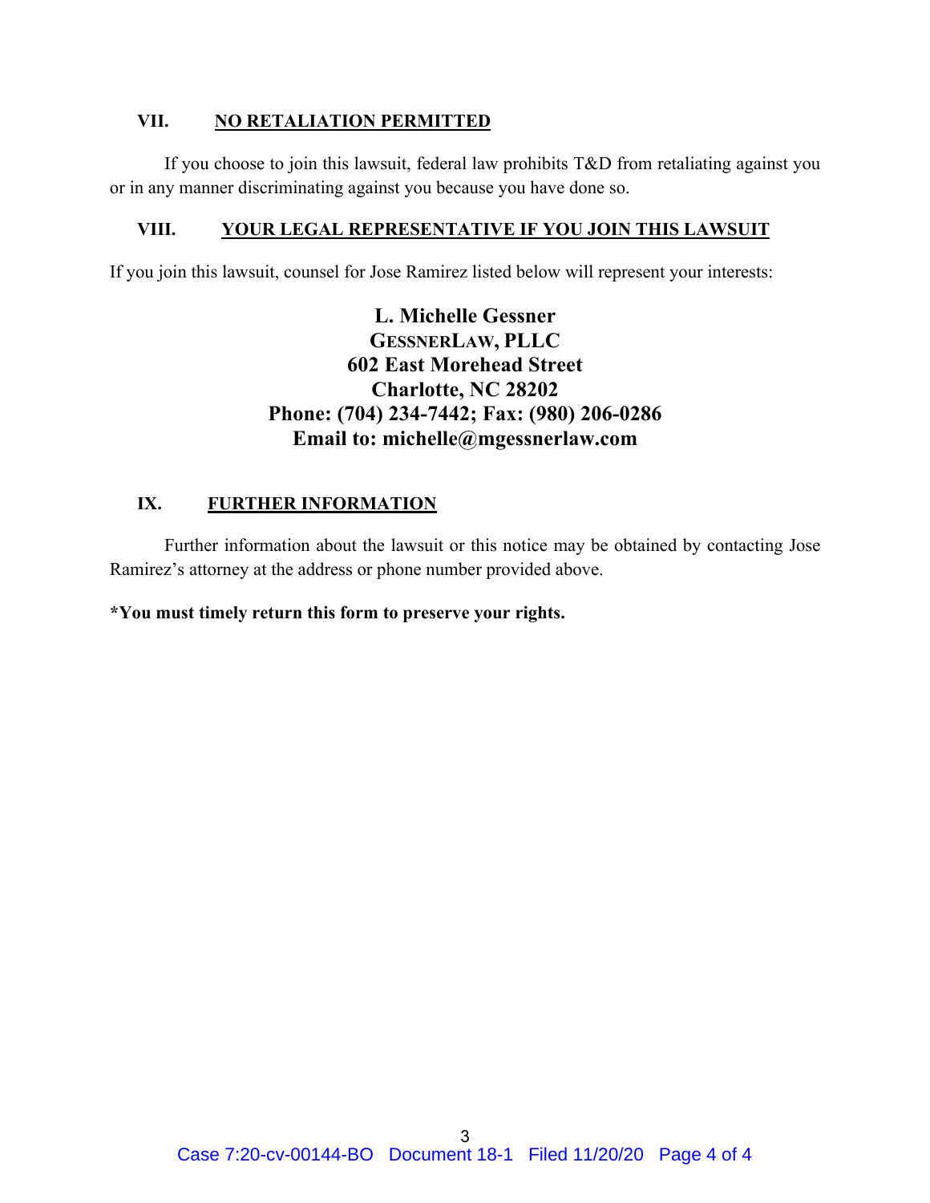## VII. NO RETALIATION PERMITTED

If you choose to join this lawsuit, federal law prohibits T&D from retaliating against you or in any manner discriminating against you because you have done so.

## VIII. YOUR LEGAL REPRESENTATIVE IF YOU JOIN THIS LAWSUIT

If you join this lawsuit, counsel for Jose Ramirez listed below will represent your interests:

**L. Michelle Gessner**
**GESSNERLAW, PLLC**
**602 East Morehead Street**
**Charlotte, NC 28202**
**Phone: (704) 234-7442; Fax: (980) 206-0286**
**Email to: michelle@mgessnerlaw.com**

## IX. FURTHER INFORMATION

Further information about the lawsuit or this notice may be obtained by contacting Jose Ramirez's attorney at the address or phone number provided above.

**\*You must timely return this form to preserve your rights.**